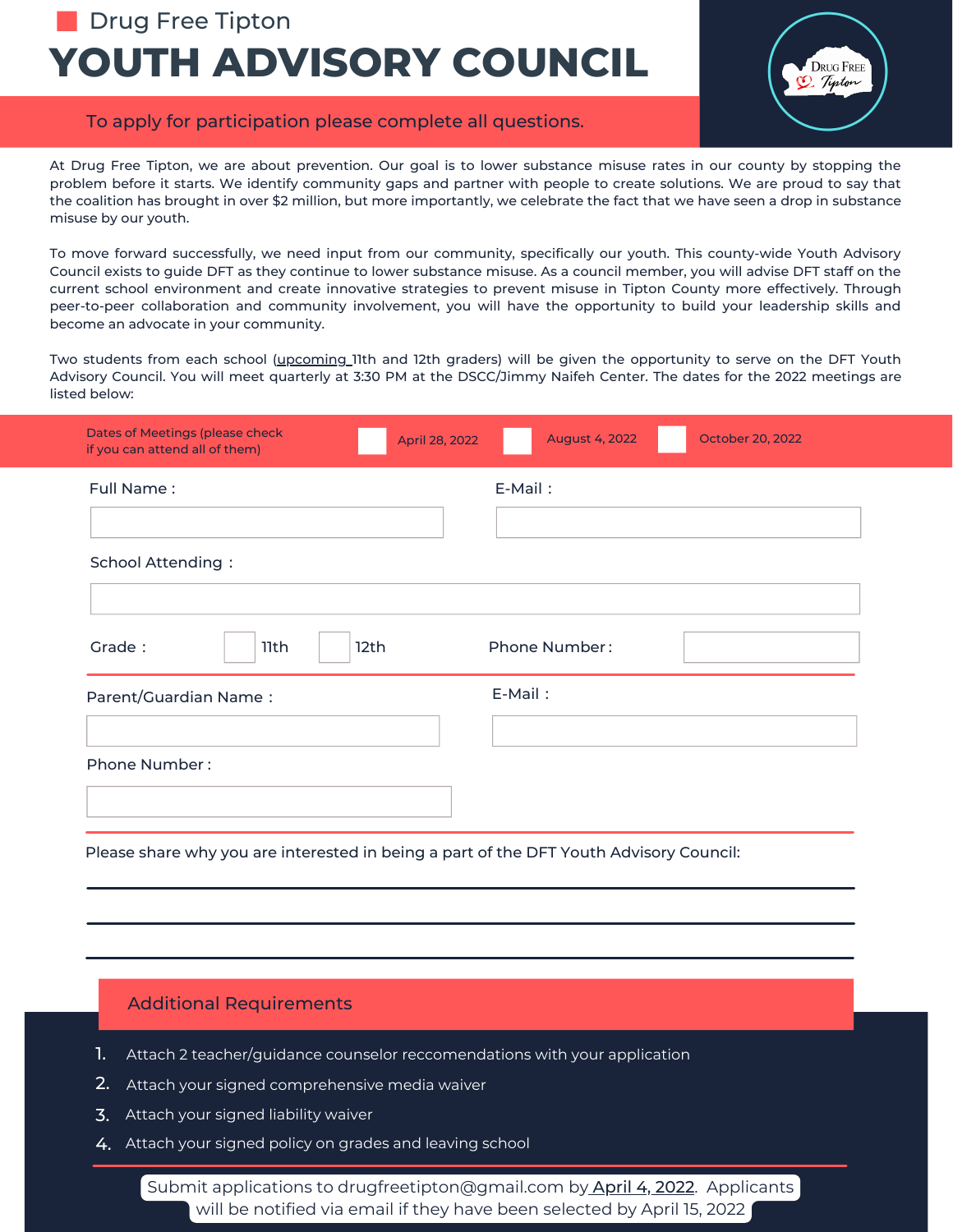Drug Free Tipton

# YOUTH ADVISORY COUNCIL

To apply for participation please complete all questions.

At Drug Free Tipton, we are about prevention. Our goal is to lower substance misuse rates in our county by stopping the problem before it starts. We identify community gaps and partner with people to create solutions. We are proud to say that the coalition has brought in over $2 million, but more importantly, we celebrate the fact that we have seen a drop in substance misuse by our youth.

To move forward successfully, we need input from our community, specifically our youth. This county-wide Youth Advisory Council exists to guide DFT as they continue to lower substance misuse. As a council member, you will advise DFT staff on the current school environment and create innovative strategies to prevent misuse in Tipton County more effectively. Through peer-to-peer collaboration and community involvement, you will have the opportunity to build your leadership skills and become an advocate in your community.

Two students from each school (upcoming 11th and 12th graders) will be given the opportunity to serve on the DFT Youth Advisory Council. You will meet quarterly at 3:30 PM at the DSCC/Jimmy Naifeh Center. The dates for the 2022 meetings are listed below:

Dates of Meetings (please check if you can attend all of them) ☐ April 28, 2022 ☐ August 4, 2022 ☐ October 20, 2022

Full Name : ____________________ E-Mail : ____________________

School Attending : ____________________

Grade : ☐ 11th ☐ 12th Phone Number : ____________________

Parent/Guardian Name : ____________________ E-Mail : ____________________

Phone Number : ____________________

Please share why you are interested in being a part of the DFT Youth Advisory Council:

____________________

____________________

____________________

## Additional Requirements

1. Attach 2 teacher/guidance counselor reccomendations with your application
2. Attach your signed comprehensive media waiver
3. Attach your signed liability waiver
4. Attach your signed policy on grades and leaving school

Submit applications to drugfreetipton@gmail.com by April 4, 2022. Applicants will be notified via email if they have been selected by April 15, 2022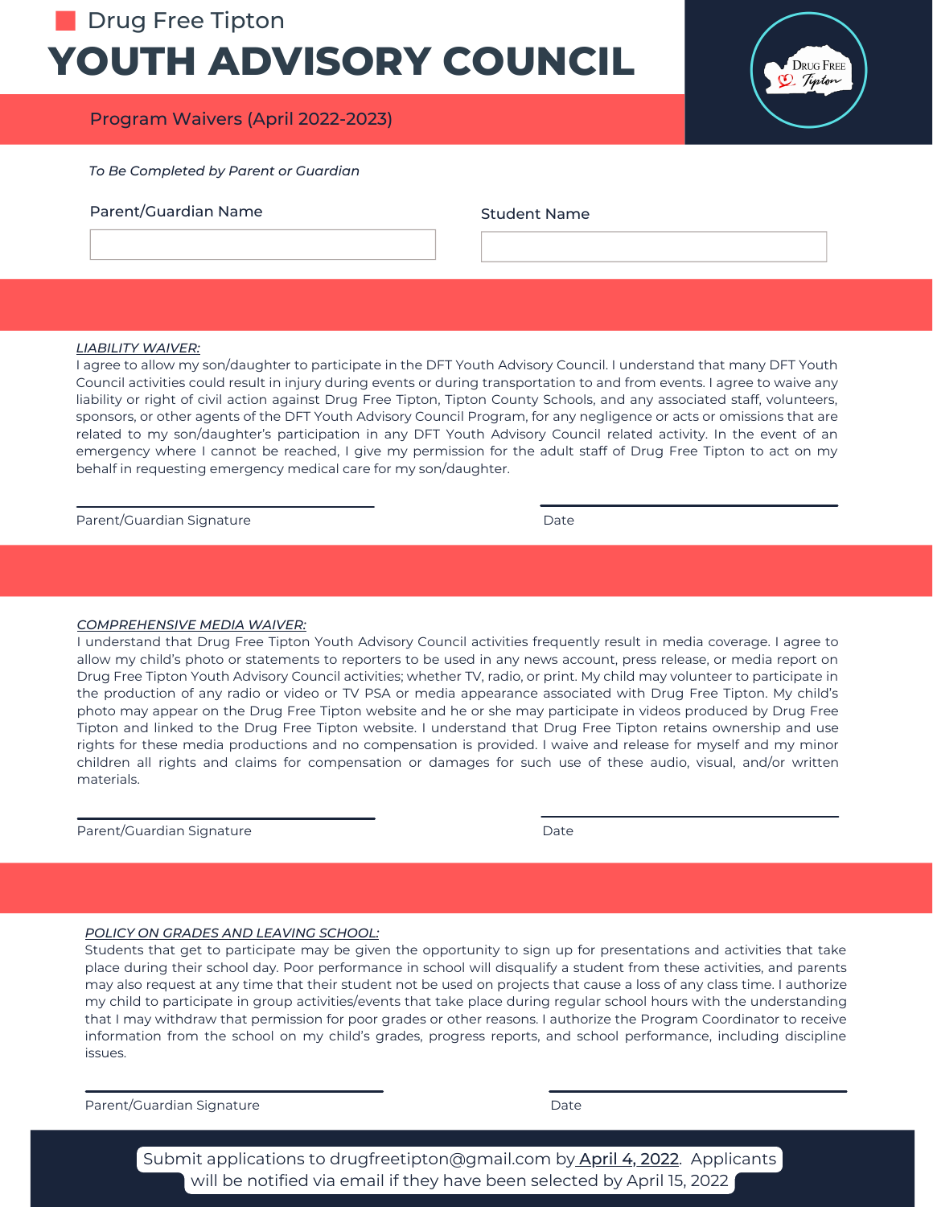Drug Free Tipton

# YOUTH ADVISORY COUNCIL

## Program Waivers (April 2022-2023)

*To Be Completed by Parent or Guardian*

Parent/Guardian Name

Student Name

*LIABILITY WAIVER:*

I agree to allow my son/daughter to participate in the DFT Youth Advisory Council. I understand that many DFT Youth Council activities could result in injury during events or during transportation to and from events. I agree to waive any liability or right of civil action against Drug Free Tipton, Tipton County Schools, and any associated staff, volunteers, sponsors, or other agents of the DFT Youth Advisory Council Program, for any negligence or acts or omissions that are related to my son/daughter's participation in any DFT Youth Advisory Council related activity. In the event of an emergency where I cannot be reached, I give my permission for the adult staff of Drug Free Tipton to act on my behalf in requesting emergency medical care for my son/daughter.

Parent/Guardian Signature

Date

*COMPREHENSIVE MEDIA WAIVER:*

I understand that Drug Free Tipton Youth Advisory Council activities frequently result in media coverage. I agree to allow my child's photo or statements to reporters to be used in any news account, press release, or media report on Drug Free Tipton Youth Advisory Council activities; whether TV, radio, or print. My child may volunteer to participate in the production of any radio or video or TV PSA or media appearance associated with Drug Free Tipton. My child's photo may appear on the Drug Free Tipton website and he or she may participate in videos produced by Drug Free Tipton and linked to the Drug Free Tipton website. I understand that Drug Free Tipton retains ownership and use rights for these media productions and no compensation is provided. I waive and release for myself and my minor children all rights and claims for compensation or damages for such use of these audio, visual, and/or written materials.

Parent/Guardian Signature

Date

*POLICY ON GRADES AND LEAVING SCHOOL:*

Students that get to participate may be given the opportunity to sign up for presentations and activities that take place during their school day. Poor performance in school will disqualify a student from these activities, and parents may also request at any time that their student not be used on projects that cause a loss of any class time. I authorize my child to participate in group activities/events that take place during regular school hours with the understanding that I may withdraw that permission for poor grades or other reasons. I authorize the Program Coordinator to receive information from the school on my child's grades, progress reports, and school performance, including discipline issues.

Parent/Guardian Signature

Date

Submit applications to drugfreetipton@gmail.com by April 4, 2022. Applicants will be notified via email if they have been selected by April 15, 2022